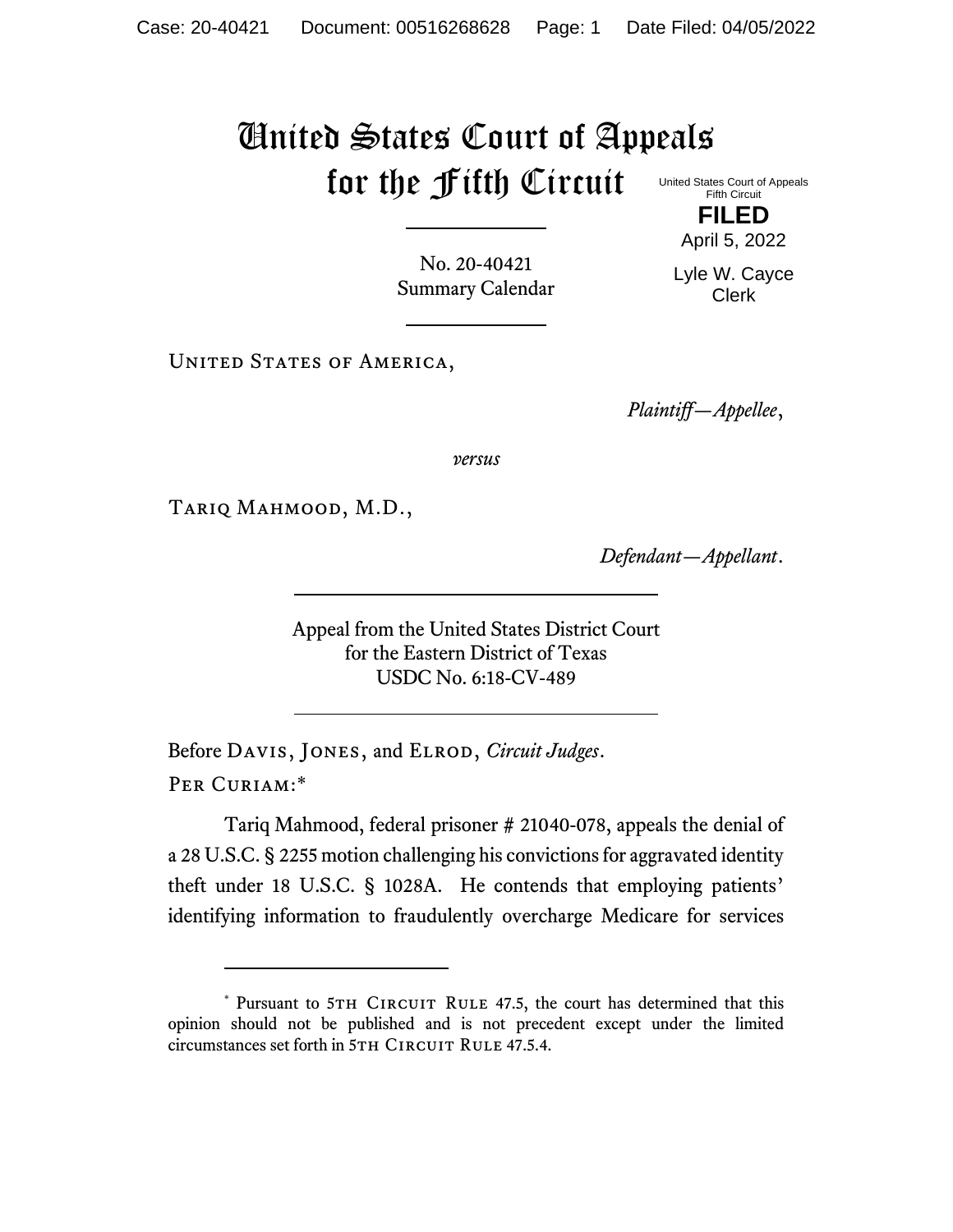# United States Court of Appeals for the Fifth Circuit

United States Court of Appeals
Fifth Circuit

**FILED**

April 5, 2022

Lyle W. Cayce
Clerk

No. 20-40421
Summary Calendar

---

United States of America,

*Plaintiff—Appellee*,

*versus*

Tariq Mahmood, M.D.,

*Defendant—Appellant*.

---

Appeal from the United States District Court
for the Eastern District of Texas
USDC No. 6:18-CV-489

---

Before Davis, Jones, and Elrod, *Circuit Judges*.

Per Curiam:*

Tariq Mahmood, federal prisoner # 21040-078, appeals the denial of a 28 U.S.C. § 2255 motion challenging his convictions for aggravated identity theft under 18 U.S.C. § 1028A. He contends that employing patients' identifying information to fraudulently overcharge Medicare for services

---

\* Pursuant to 5th Circuit Rule 47.5, the court has determined that this opinion should not be published and is not precedent except under the limited circumstances set forth in 5th Circuit Rule 47.5.4.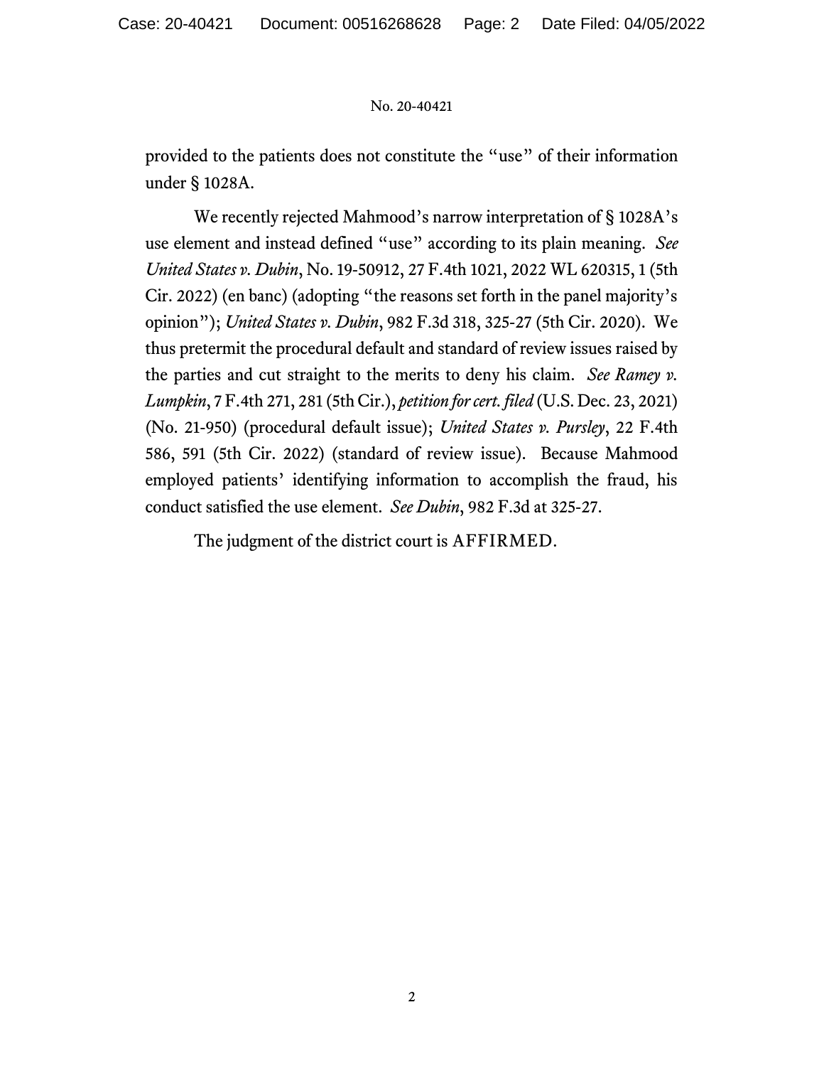provided to the patients does not constitute the "use" of their information under § 1028A.

We recently rejected Mahmood's narrow interpretation of § 1028A's use element and instead defined "use" according to its plain meaning. *See United States v. Dubin*, No. 19-50912, 27 F.4th 1021, 2022 WL 620315, 1 (5th Cir. 2022) (en banc) (adopting "the reasons set forth in the panel majority's opinion"); *United States v. Dubin*, 982 F.3d 318, 325-27 (5th Cir. 2020). We thus pretermit the procedural default and standard of review issues raised by the parties and cut straight to the merits to deny his claim. *See Ramey v. Lumpkin*, 7 F.4th 271, 281 (5th Cir.), *petition for cert. filed* (U.S. Dec. 23, 2021) (No. 21-950) (procedural default issue); *United States v. Pursley*, 22 F.4th 586, 591 (5th Cir. 2022) (standard of review issue). Because Mahmood employed patients' identifying information to accomplish the fraud, his conduct satisfied the use element. *See Dubin*, 982 F.3d at 325-27.

The judgment of the district court is AFFIRMED.